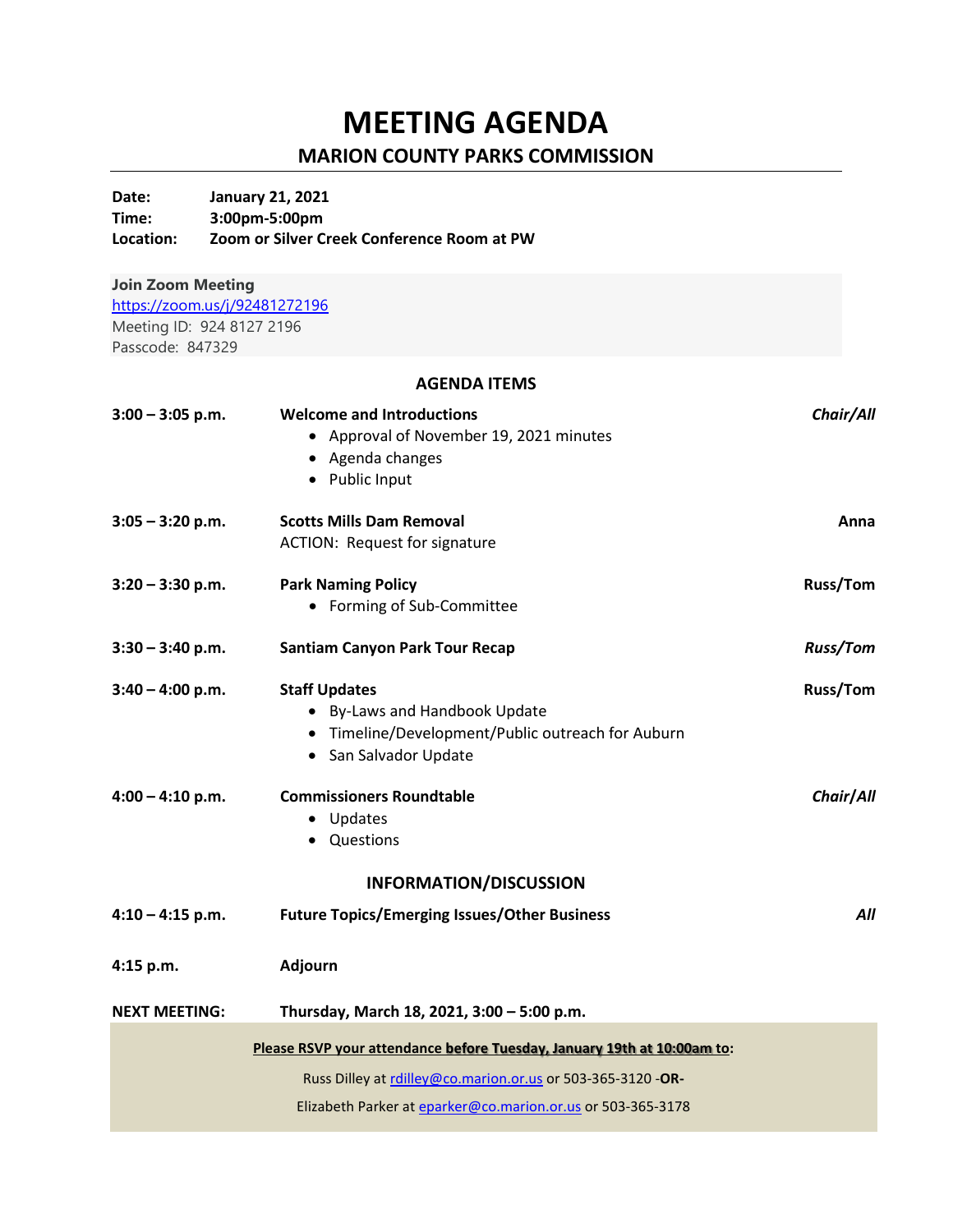# MEETING AGENDA

## MARION COUNTY PARKS COMMISSION

**Date:** January 21, 2021
**Time:** 3:00pm-5:00pm
**Location:** Zoom or Silver Creek Conference Room at PW

**Join Zoom Meeting**
https://zoom.us/j/92481272196
Meeting ID: 924 8127 2196
Passcode: 847329

### AGENDA ITEMS

**3:00 – 3:05 p.m.** — **Welcome and Introductions** — ***Chair/All***

- Approval of November 19, 2021 minutes
- Agenda changes
- Public Input

**3:05 – 3:20 p.m.** — **Scotts Mills Dam Removal** — **Anna**

ACTION: Request for signature

**3:20 – 3:30 p.m.** — **Park Naming Policy** — **Russ/Tom**

- Forming of Sub-Committee

**3:30 – 3:40 p.m.** — **Santiam Canyon Park Tour Recap** — ***Russ/Tom***

**3:40 – 4:00 p.m.** — **Staff Updates** — **Russ/Tom**

- By-Laws and Handbook Update
- Timeline/Development/Public outreach for Auburn
- San Salvador Update

**4:00 – 4:10 p.m.** — **Commissioners Roundtable** — ***Chair/All***

- Updates
- Questions

### INFORMATION/DISCUSSION

**4:10 – 4:15 p.m.** — **Future Topics/Emerging Issues/Other Business** — ***All***

**4:15 p.m.** — **Adjourn**

**NEXT MEETING:** **Thursday, March 18, 2021, 3:00 – 5:00 p.m.**

**Please RSVP your attendance before Tuesday, January 19th at 10:00am to:**

Russ Dilley at rdilley@co.marion.or.us or 503-365-3120 -**OR-**

Elizabeth Parker at eparker@co.marion.or.us or 503-365-3178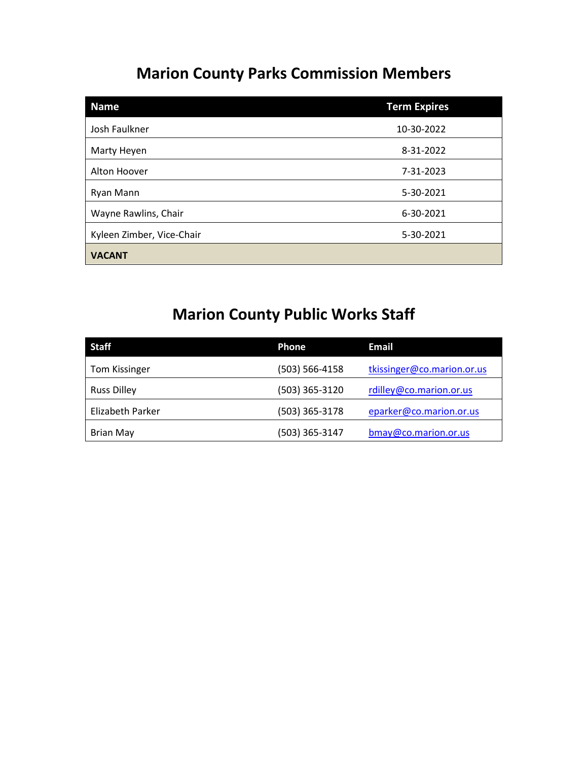# Marion County Parks Commission Members

| Name | Term Expires |
|---|---|
| Josh Faulkner | 10-30-2022 |
| Marty Heyen | 8-31-2022 |
| Alton Hoover | 7-31-2023 |
| Ryan Mann | 5-30-2021 |
| Wayne Rawlins, Chair | 6-30-2021 |
| Kyleen Zimber, Vice-Chair | 5-30-2021 |
| **VACANT** | |

# Marion County Public Works Staff

| Staff | Phone | Email |
|---|---|---|
| Tom Kissinger | (503) 566-4158 | tkissinger@co.marion.or.us |
| Russ Dilley | (503) 365-3120 | rdilley@co.marion.or.us |
| Elizabeth Parker | (503) 365-3178 | eparker@co.marion.or.us |
| Brian May | (503) 365-3147 | bmay@co.marion.or.us |